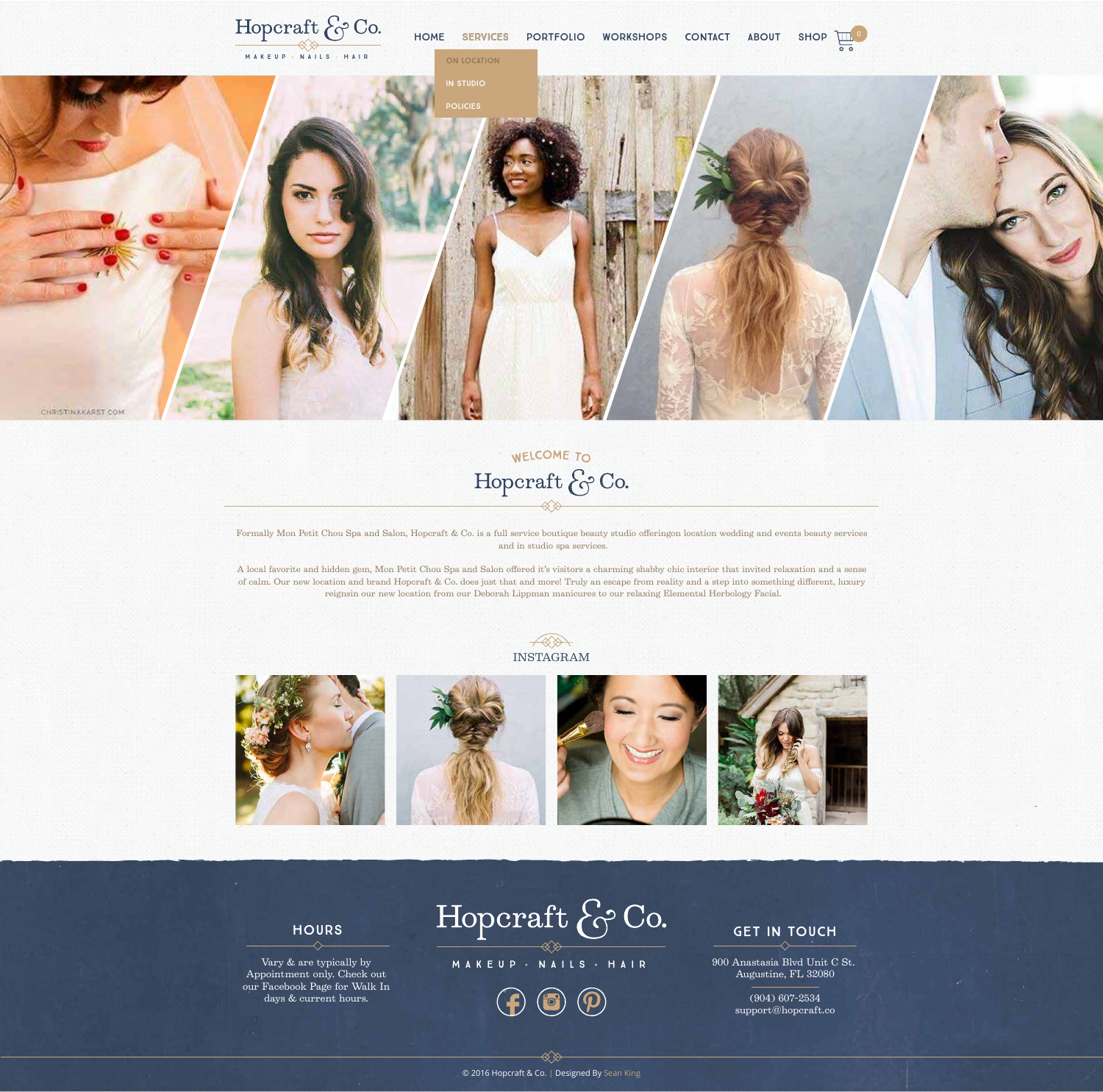# Hopcraft & Co.

MAKEUP · NAILS · HAIR

HOME SERVICES PORTFOLIO WORKSHOPS CONTACT ABOUT SHOP 0

- ON LOCATION
- IN STUDIO
- POLICIES

CHRISTINAKARST.COM

## WELCOME TO Hopcraft & Co.

Formally Mon Petit Chou Spa and Salon, Hopcraft & Co. is a full service boutique beauty studio offeringon location wedding and events beauty services and in studio spa services.

A local favorite and hidden gem, Mon Petit Chou Spa and Salon offered it's visitors a charming shabby chic interior that invited relaxation and a sense of calm. Our new location and brand Hopcraft & Co. does just that and more! Truly an escape from reality and a step into something different, luxury reignsin our new location from our Deborah Lippman manicures to our relaxing Elemental Herbology Facial.

## INSTAGRAM

### HOURS

Vary & are typically by Appointment only. Check out our Facebook Page for Walk In days & current hours.

Hopcraft & Co.

MAKEUP · NAILS · HAIR

### GET IN TOUCH

900 Anastasia Blvd Unit C St.
Augustine, FL 32080

(904) 607-2534
support@hopcraft.co

© 2016 Hopcraft & Co. | Designed By Sean King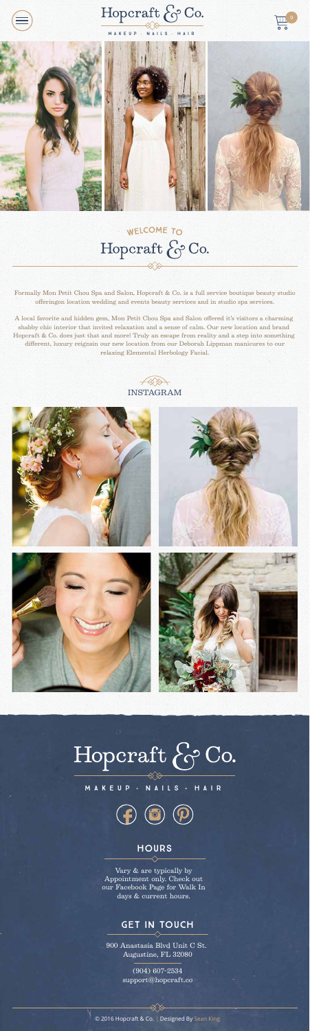# Hopcraft & Co.

MAKEUP · NAILS · HAIR

## WELCOME TO Hopcraft & Co.

Formally Mon Petit Chou Spa and Salon, Hopcraft & Co. is a full service boutique beauty studio offeringon location wedding and events beauty services and in studio spa services.

A local favorite and hidden gem, Mon Petit Chou Spa and Salon offered it's visitors a charming shabby chic interior that invited relaxation and a sense of calm. Our new location and brand Hopcraft & Co. does just that and more! Truly an escape from reality and a step into something different, luxury reignsin our new location from our Deborah Lippman manicures to our relaxing Elemental Herbology Facial.

## INSTAGRAM

# Hopcraft & Co.

MAKEUP · NAILS · HAIR

## HOURS

Vary & are typically by Appointment only. Check out our Facebook Page for Walk In days & current hours.

## GET IN TOUCH

900 Anastasia Blvd Unit C St. Augustine, FL 32080

(904) 607-2534
support@hopcraft.co

© 2016 Hopcraft & Co. | Designed By Sean King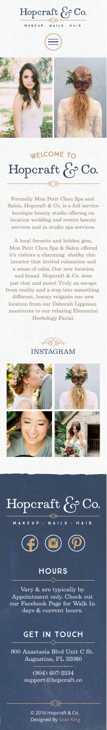Hopcraft & Co.

MAKEUP · NAILS · HAIR

## WELCOME TO Hopcraft & Co.

Formally Mon Petit Chou Spa and Salon, Hopcraft & Co. is a full service boutique beauty studio offering on location wedding and events beauty services and in studio spa services.

A local favorite and hidden gem, Mon Petit Chou Spa & Salon offered it's visitors a charming shabby chic interior that invited relaxation and a sense of calm. Our new location and brand Hopcraft & Co. does just that and more! Truly an escape from reality and a step into something different, luxury reignsin our new location from our Deborah Lippman manicures to our relaxing Elemental Herbology Facial.

## INSTAGRAM

Hopcraft & Co.

MAKEUP · NAILS · HAIR

## HOURS

Vary & are typically by Appointment only. Check out our Facebook Page for Walk In days & current hours.

## GET IN TOUCH

900 Anastasia Blvd Unit C St. Augustine, FL 32080

(904) 607-2534
support@hopcraft.co

© 2016 Hopcraft & Co.
Designed By Sean King